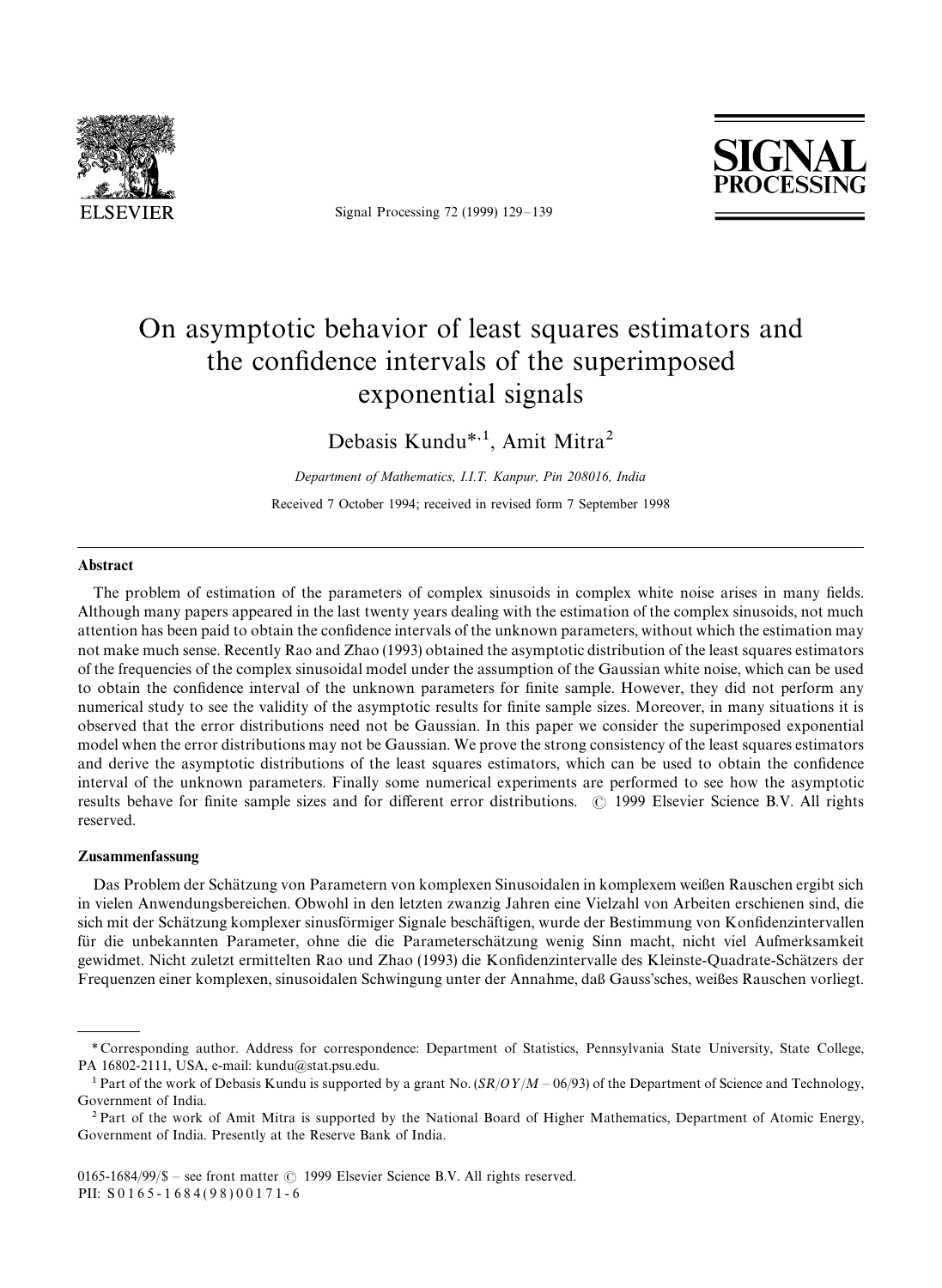# On asymptotic behavior of least squares estimators and the confidence intervals of the superimposed exponential signals

Debasis Kundu*[,1], Amit Mitra[2]

*Department of Mathematics, I.I.T. Kanpur, Pin 208016, India*

Received 7 October 1994; received in revised form 7 September 1998

## Abstract

The problem of estimation of the parameters of complex sinusoids in complex white noise arises in many fields. Although many papers appeared in the last twenty years dealing with the estimation of the complex sinusoids, not much attention has been paid to obtain the confidence intervals of the unknown parameters, without which the estimation may not make much sense. Recently Rao and Zhao (1993) obtained the asymptotic distribution of the least squares estimators of the frequencies of the complex sinusoidal model under the assumption of the Gaussian white noise, which can be used to obtain the confidence interval of the unknown parameters for finite sample. However, they did not perform any numerical study to see the validity of the asymptotic results for finite sample sizes. Moreover, in many situations it is observed that the error distributions need not be Gaussian. In this paper we consider the superimposed exponential model when the error distributions may not be Gaussian. We prove the strong consistency of the least squares estimators and derive the asymptotic distributions of the least squares estimators, which can be used to obtain the confidence interval of the unknown parameters. Finally some numerical experiments are performed to see how the asymptotic results behave for finite sample sizes and for different error distributions. © 1999 Elsevier Science B.V. All rights reserved.

## Zusammenfassung

Das Problem der Schätzung von Parametern von komplexen Sinusoidalen in komplexem weißen Rauschen ergibt sich in vielen Anwendungsbereichen. Obwohl in den letzten zwanzig Jahren eine Vielzahl von Arbeiten erschienen sind, die sich mit der Schätzung komplexer sinusförmiger Signale beschäftigen, wurde der Bestimmung von Konfidenzintervallen für die unbekannten Parameter, ohne die die Parameterschätzung wenig Sinn macht, nicht viel Aufmerksamkeit gewidmet. Nicht zuletzt ermittelten Rao und Zhao (1993) die Konfidenzintervalle des Kleinste-Quadrate-Schätzers der Frequenzen einer komplexen, sinusoidalen Schwingung unter der Annahme, daß Gauss'sches, weißes Rauschen vorliegt.

---

* Corresponding author. Address for correspondence: Department of Statistics, Pennsylvania State University, State College, PA 16802-2111, USA, e-mail: kundu@stat.psu.edu.

[1] Part of the work of Debasis Kundu is supported by a grant No. (*SR*/*OY*/*M* – 06/93) of the Department of Science and Technology, Government of India.

[2] Part of the work of Amit Mitra is supported by the National Board of Higher Mathematics, Department of Atomic Energy, Government of India. Presently at the Reserve Bank of India.

0165-1684/99/$ – see front matter © 1999 Elsevier Science B.V. All rights reserved.
PII: S0165-1684(98)00171-6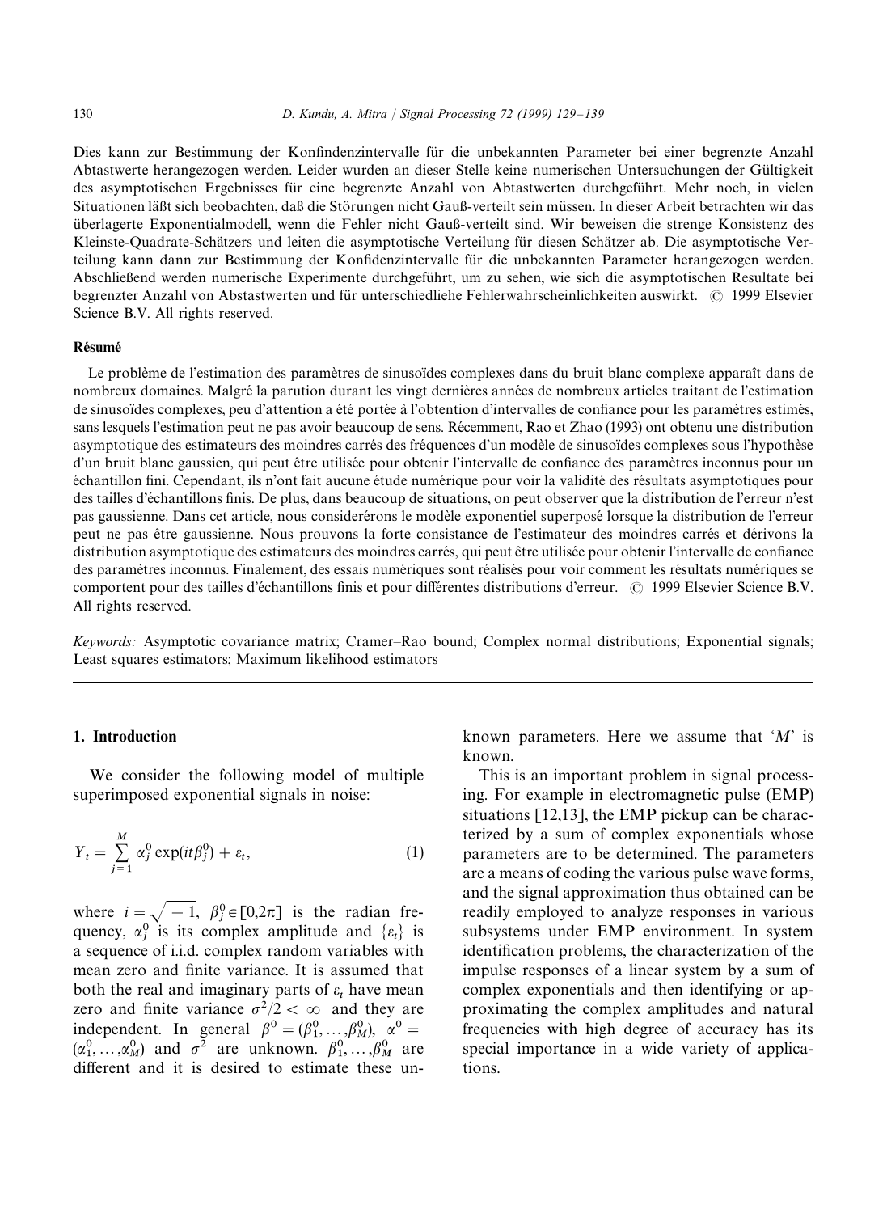Dies kann zur Bestimmung der Konfindenzintervalle für die unbekannten Parameter bei einer begrenzte Anzahl Abtastwerte herangezogen werden. Leider wurden an dieser Stelle keine numerischen Untersuchungen der Gültigkeit des asymptotischen Ergebnisses für eine begrenzte Anzahl von Abtastwerten durchgeführt. Mehr noch, in vielen Situationen läßt sich beobachten, daß die Störungen nicht Gauß-verteilt sein müssen. In dieser Arbeit betrachten wir das überlagerte Exponentialmodell, wenn die Fehler nicht Gauß-verteilt sind. Wir beweisen die strenge Konsistenz des Kleinste-Quadrate-Schätzers und leiten die asymptotische Verteilung für diesen Schätzer ab. Die asymptotische Verteilung kann dann zur Bestimmung der Konfidenzintervalle für die unbekannten Parameter herangezogen werden. Abschließend werden numerische Experimente durchgeführt, um zu sehen, wie sich die asymptotischen Resultate bei begrenzter Anzahl von Abtastwerten und für unterschiedliehe Fehlerwahrscheinlichkeiten auswirkt. © 1999 Elsevier Science B.V. All rights reserved.

**Résumé**

Le problème de l'estimation des paramètres de sinusoïdes complexes dans du bruit blanc complexe apparaît dans de nombreux domaines. Malgré la parution durant les vingt dernières années de nombreux articles traitant de l'estimation de sinusoïdes complexes, peu d'attention a été portée à l'obtention d'intervalles de confiance pour les paramètres estimés, sans lesquels l'estimation peut ne pas avoir beaucoup de sens. Récemment, Rao et Zhao (1993) ont obtenu une distribution asymptotique des estimateurs des moindres carrés des fréquences d'un modèle de sinusoïdes complexes sous l'hypothèse d'un bruit blanc gaussien, qui peut être utilisée pour obtenir l'intervalle de confiance des paramètres inconnus pour un échantillon fini. Cependant, ils n'ont fait aucune étude numérique pour voir la validité des résultats asymptotiques pour des tailles d'échantillons finis. De plus, dans beaucoup de situations, on peut observer que la distribution de l'erreur n'est pas gaussienne. Dans cet article, nous considérerons le modèle exponentiel superposé lorsque la distribution de l'erreur peut ne pas être gaussienne. Nous prouvons la forte consistance de l'estimateur des moindres carrés et dérivons la distribution asymptotique des estimateurs des moindres carrés, qui peut être utilisée pour obtenir l'intervalle de confiance des paramètres inconnus. Finalement, des essais numériques sont réalisés pour voir comment les résultats numériques se comportent pour des tailles d'échantillons finis et pour différentes distributions d'erreur. © 1999 Elsevier Science B.V. All rights reserved.

*Keywords:* Asymptotic covariance matrix; Cramer–Rao bound; Complex normal distributions; Exponential signals; Least squares estimators; Maximum likelihood estimators

## 1. Introduction

We consider the following model of multiple superimposed exponential signals in noise:

$$Y_t = \sum_{j=1}^{M} \alpha_j^0 \exp(it\beta_j^0) + \varepsilon_t, \tag{1}$$

where $i = \sqrt{-1}$, $\beta_j^0 \in [0,2\pi]$ is the radian frequency, $\alpha_j^0$ is its complex amplitude and $\{\varepsilon_t\}$ is a sequence of i.i.d. complex random variables with mean zero and finite variance. It is assumed that both the real and imaginary parts of $\varepsilon_t$ have mean zero and finite variance $\sigma^2/2 < \infty$ and they are independent. In general $\beta^0 = (\beta_1^0, \ldots, \beta_M^0)$, $\alpha^0 = (\alpha_1^0, \ldots, \alpha_M^0)$ and $\sigma^2$ are unknown. $\beta_1^0, \ldots, \beta_M^0$ are different and it is desired to estimate these unknown parameters. Here we assume that '$M$' is known.

This is an important problem in signal processing. For example in electromagnetic pulse (EMP) situations [12,13], the EMP pickup can be characterized by a sum of complex exponentials whose parameters are to be determined. The parameters are a means of coding the various pulse wave forms, and the signal approximation thus obtained can be readily employed to analyze responses in various subsystems under EMP environment. In system identification problems, the characterization of the impulse responses of a linear system by a sum of complex exponentials and then identifying or approximating the complex amplitudes and natural frequencies with high degree of accuracy has its special importance in a wide variety of applications.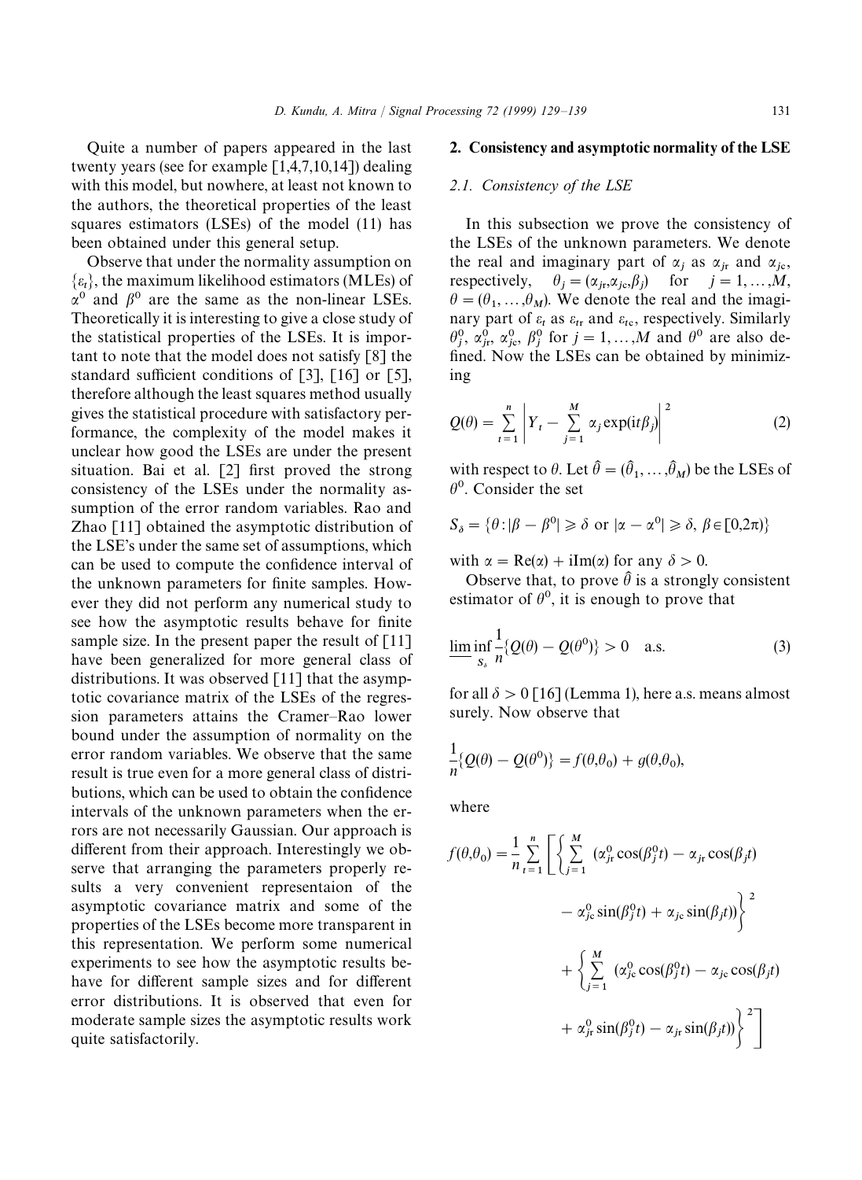Quite a number of papers appeared in the last twenty years (see for example [1,4,7,10,14]) dealing with this model, but nowhere, at least not known to the authors, the theoretical properties of the least squares estimators (LSEs) of the model (11) has been obtained under this general setup.

Observe that under the normality assumption on $\{\varepsilon_t\}$, the maximum likelihood estimators (MLEs) of $\alpha^0$ and $\beta^0$ are the same as the non-linear LSEs. Theoretically it is interesting to give a close study of the statistical properties of the LSEs. It is important to note that the model does not satisfy [8] the standard sufficient conditions of [3], [16] or [5], therefore although the least squares method usually gives the statistical procedure with satisfactory performance, the complexity of the model makes it unclear how good the LSEs are under the present situation. Bai et al. [2] first proved the strong consistency of the LSEs under the normality assumption of the error random variables. Rao and Zhao [11] obtained the asymptotic distribution of the LSE's under the same set of assumptions, which can be used to compute the confidence interval of the unknown parameters for finite samples. However they did not perform any numerical study to see how the asymptotic results behave for finite sample size. In the present paper the result of [11] have been generalized for more general class of distributions. It was observed [11] that the asymptotic covariance matrix of the LSEs of the regression parameters attains the Cramer–Rao lower bound under the assumption of normality on the error random variables. We observe that the same result is true even for a more general class of distributions, which can be used to obtain the confidence intervals of the unknown parameters when the errors are not necessarily Gaussian. Our approach is different from their approach. Interestingly we observe that arranging the parameters properly results a very convenient representaion of the asymptotic covariance matrix and some of the properties of the LSEs become more transparent in this representation. We perform some numerical experiments to see how the asymptotic results behave for different sample sizes and for different error distributions. It is observed that even for moderate sample sizes the asymptotic results work quite satisfactorily.

## 2. Consistency and asymptotic normality of the LSE

### 2.1. Consistency of the LSE

In this subsection we prove the consistency of the LSEs of the unknown parameters. We denote the real and imaginary part of $\alpha_j$ as $\alpha_{jr}$ and $\alpha_{jc}$, respectively, $\theta_j = (\alpha_{jr}, \alpha_{jc}, \beta_j)$ for $j = 1, \ldots, M$, $\theta = (\theta_1, \ldots, \theta_M)$. We denote the real and the imaginary part of $\varepsilon_t$ as $\varepsilon_{tr}$ and $\varepsilon_{tc}$, respectively. Similarly $\theta_j^0$, $\alpha_{jr}^0$, $\alpha_{jc}^0$, $\beta_j^0$ for $j = 1, \ldots, M$ and $\theta^0$ are also defined. Now the LSEs can be obtained by minimizing

$$Q(\theta) = \sum_{t=1}^{n} \left| Y_t - \sum_{j=1}^{M} \alpha_j \exp(\mathrm{i}t\beta_j) \right|^2 \tag{2}$$

with respect to $\theta$. Let $\hat{\theta} = (\hat{\theta}_1, \ldots, \hat{\theta}_M)$ be the LSEs of $\theta^0$. Consider the set

$$S_\delta = \{\theta : |\beta - \beta^0| \geq \delta \text{ or } |\alpha - \alpha^0| \geq \delta,\ \beta \in [0, 2\pi)\}$$

with $\alpha = \mathrm{Re}(\alpha) + \mathrm{i}\,\mathrm{Im}(\alpha)$ for any $\delta > 0$.

Observe that, to prove $\hat{\theta}$ is a strongly consistent estimator of $\theta^0$, it is enough to prove that

$$\varliminf_{S_\delta} \frac{1}{n}\{Q(\theta) - Q(\theta^0)\} > 0 \quad \text{a.s.} \tag{3}$$

for all $\delta > 0$ [16] (Lemma 1), here a.s. means almost surely. Now observe that

$$\frac{1}{n}\{Q(\theta) - Q(\theta^0)\} = f(\theta, \theta_0) + g(\theta, \theta_0),$$

where

$$f(\theta, \theta_0) = \frac{1}{n} \sum_{t=1}^{n} \left[ \left\{ \sum_{j=1}^{M} (\alpha_{jr}^0 \cos(\beta_j^0 t) - \alpha_{jr} \cos(\beta_j t) - \alpha_{jc}^0 \sin(\beta_j^0 t) + \alpha_{jc} \sin(\beta_j t)) \right\}^2 + \left\{ \sum_{j=1}^{M} (\alpha_{jc}^0 \cos(\beta_j^0 t) - \alpha_{jc} \cos(\beta_j t) + \alpha_{jr}^0 \sin(\beta_j^0 t) - \alpha_{jr} \sin(\beta_j t)) \right\}^2 \right]$$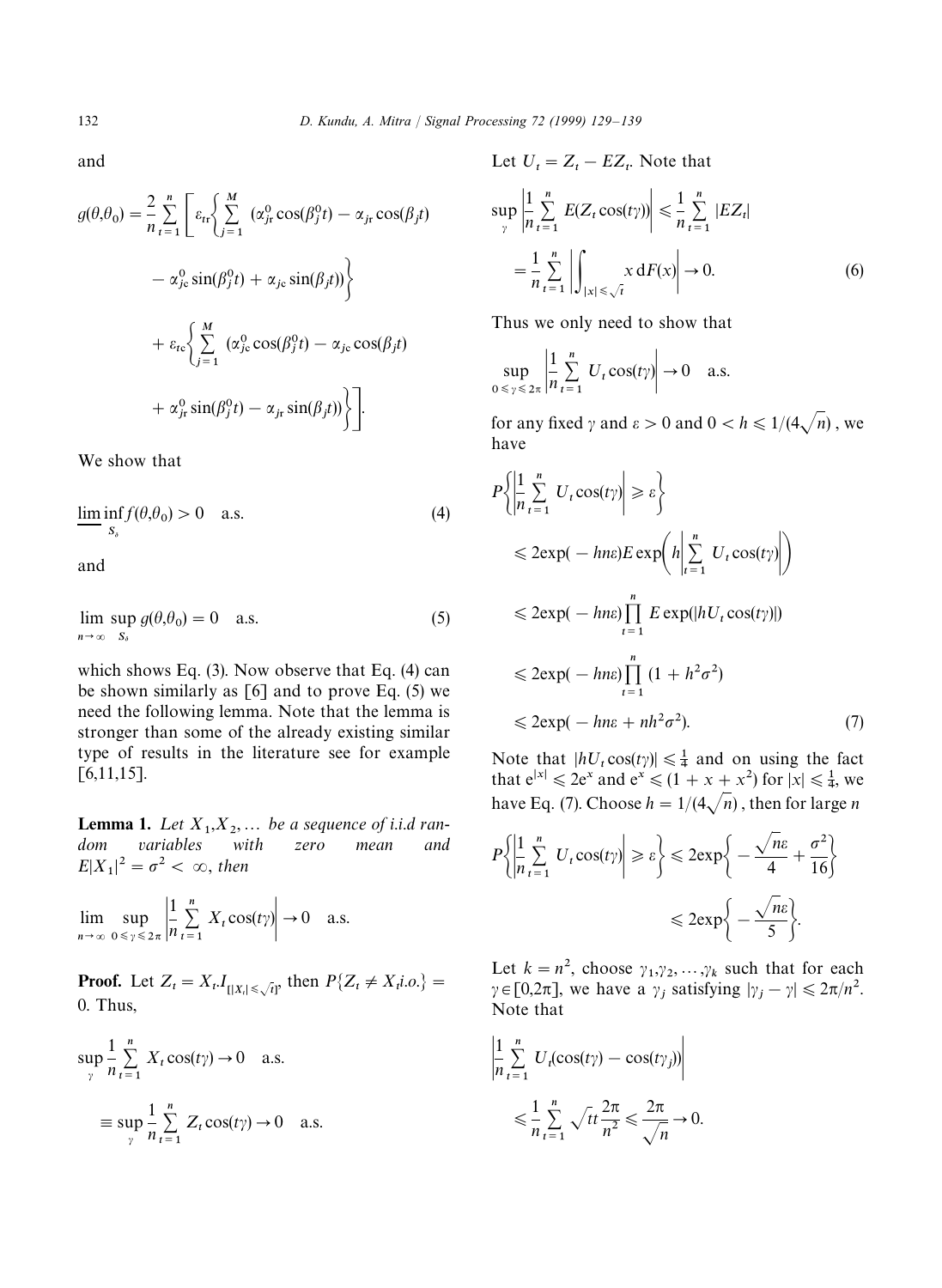and

$$g(\theta,\theta_0) = \frac{2}{n}\sum_{t=1}^{n}\left[\varepsilon_{tr}\left\{\sum_{j=1}^{M}(\alpha_{jr}^0\cos(\beta_j^0 t) - \alpha_{jr}\cos(\beta_j t) - \alpha_{jc}^0\sin(\beta_j^0 t) + \alpha_{jc}\sin(\beta_j t))\right\} + \varepsilon_{tc}\left\{\sum_{j=1}^{M}(\alpha_{jc}^0\cos(\beta_j^0 t) - \alpha_{jc}\cos(\beta_j t) + \alpha_{jr}^0\sin(\beta_j^0 t) - \alpha_{jr}\sin(\beta_j t))\right\}\right].$$

We show that

$$\varliminf_{S_\delta} \inf f(\theta,\theta_0) > 0 \quad \text{a.s.} \tag{4}$$

and

$$\lim_{n\to\infty} \sup_{S_\delta} g(\theta,\theta_0) = 0 \quad \text{a.s.} \tag{5}$$

which shows Eq. (3). Now observe that Eq. (4) can be shown similarly as [6] and to prove Eq. (5) we need the following lemma. Note that the lemma is stronger than some of the already existing similar type of results in the literature see for example [6,11,15].

**Lemma 1.** *Let $X_1, X_2, \ldots$ be a sequence of i.i.d random variables with zero mean and $E|X_1|^2 = \sigma^2 < \infty$, then*

$$\lim_{n\to\infty} \sup_{0\leqslant\gamma\leqslant 2\pi}\left|\frac{1}{n}\sum_{t=1}^{n} X_t\cos(t\gamma)\right| \to 0 \quad \text{a.s.}$$

**Proof.** Let $Z_t = X_t I_{[|X_t|\leqslant\sqrt{t}]}$, then $P\{Z_t \neq X_t \text{i.o.}\} = 0$. Thus,

$$\sup_\gamma \frac{1}{n}\sum_{t=1}^{n} X_t\cos(t\gamma) \to 0 \quad \text{a.s.}$$

$$\equiv \sup_\gamma \frac{1}{n}\sum_{t=1}^{n} Z_t\cos(t\gamma) \to 0 \quad \text{a.s.}$$

Let $U_t = Z_t - EZ_t$. Note that

$$\sup_\gamma\left|\frac{1}{n}\sum_{t=1}^{n} E(Z_t\cos(t\gamma))\right| \leqslant \frac{1}{n}\sum_{t=1}^{n}|EZ_t| = \frac{1}{n}\sum_{t=1}^{n}\left|\int_{|x|\leqslant\sqrt{t}} x\,\mathrm{d}F(x)\right| \to 0. \tag{6}$$

Thus we only need to show that

$$\sup_{0\leqslant\gamma\leqslant 2\pi}\left|\frac{1}{n}\sum_{t=1}^{n} U_t\cos(t\gamma)\right| \to 0 \quad \text{a.s.}$$

for any fixed $\gamma$ and $\varepsilon > 0$ and $0 < h \leqslant 1/(4\sqrt{n})$, we have

$$\begin{aligned}
P\left\{\left|\frac{1}{n}\sum_{t=1}^{n} U_t\cos(t\gamma)\right| \geqslant \varepsilon\right\} &\leqslant 2\exp(-hn\varepsilon)E\exp\left(h\left|\sum_{t=1}^{n} U_t\cos(t\gamma)\right|\right) \\
&\leqslant 2\exp(-hn\varepsilon)\prod_{t=1}^{n} E\exp(|hU_t\cos(t\gamma)|) \\
&\leqslant 2\exp(-hn\varepsilon)\prod_{t=1}^{n}(1 + h^2\sigma^2) \\
&\leqslant 2\exp(-hn\varepsilon + nh^2\sigma^2).
\end{aligned} \tag{7}$$

Note that $|hU_t\cos(t\gamma)| \leqslant \frac{1}{4}$ and on using the fact that $e^{|x|} \leqslant 2e^x$ and $e^x \leqslant (1 + x + x^2)$ for $|x| \leqslant \frac{1}{4}$, we have Eq. (7). Choose $h = 1/(4\sqrt{n})$, then for large $n$

$$P\left\{\left|\frac{1}{n}\sum_{t=1}^{n} U_t\cos(t\gamma)\right| \geqslant \varepsilon\right\} \leqslant 2\exp\left\{-\frac{\sqrt{n}\varepsilon}{4} + \frac{\sigma^2}{16}\right\} \leqslant 2\exp\left\{-\frac{\sqrt{n}\varepsilon}{5}\right\}.$$

Let $k = n^2$, choose $\gamma_1, \gamma_2, \ldots, \gamma_k$ such that for each $\gamma \in [0, 2\pi]$, we have a $\gamma_j$ satisfying $|\gamma_j - \gamma| \leqslant 2\pi/n^2$. Note that

$$\left|\frac{1}{n}\sum_{t=1}^{n} U_t(\cos(t\gamma) - \cos(t\gamma_j))\right| \leqslant \frac{1}{n}\sum_{t=1}^{n}\sqrt{t}\,t\frac{2\pi}{n^2} \leqslant \frac{2\pi}{\sqrt{n}} \to 0.$$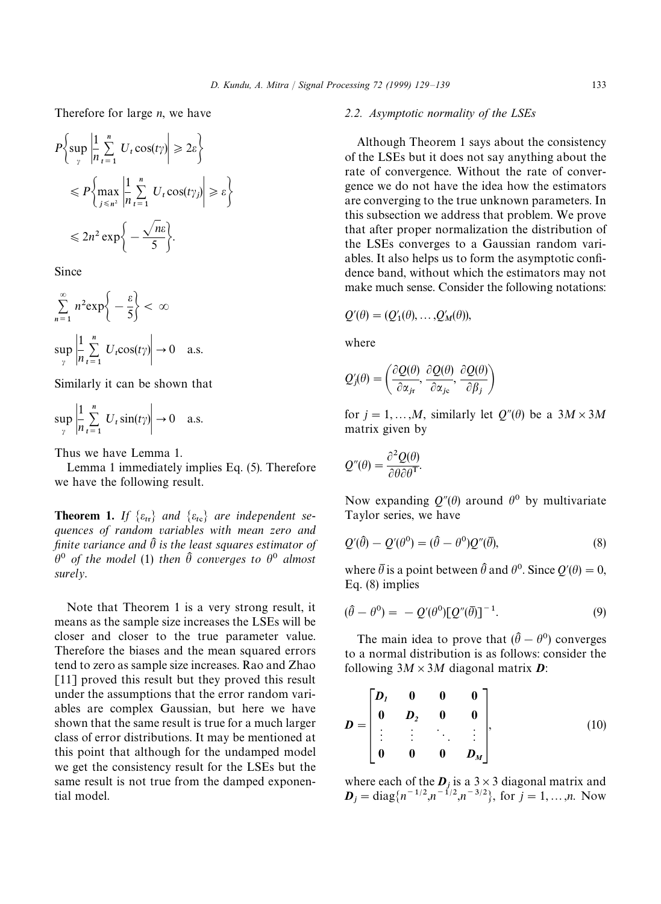Therefore for large $n$, we have

$$P\left\{\sup_{\gamma}\left|\frac{1}{n}\sum_{t=1}^{n} U_t\cos(t\gamma)\right| \geqslant 2\varepsilon\right\}$$

$$\leqslant P\left\{\max_{j\leqslant n^2}\left|\frac{1}{n}\sum_{t=1}^{n} U_t\cos(t\gamma_j)\right| \geqslant \varepsilon\right\}$$

$$\leqslant 2n^2\exp\left\{-\frac{\sqrt{n}\varepsilon}{5}\right\}.$$

Since

$$\sum_{n=1}^{\infty} n^2\exp\left\{-\frac{\varepsilon}{5}\right\} < \infty$$

$$\sup_{\gamma}\left|\frac{1}{n}\sum_{t=1}^{n} U_t\cos(t\gamma)\right| \to 0 \quad \text{a.s.}$$

Similarly it can be shown that

$$\sup_{\gamma}\left|\frac{1}{n}\sum_{t=1}^{n} U_t\sin(t\gamma)\right| \to 0 \quad \text{a.s.}$$

Thus we have Lemma 1.

Lemma 1 immediately implies Eq. (5). Therefore we have the following result.

**Theorem 1.** *If $\{\varepsilon_{tr}\}$ and $\{\varepsilon_{tc}\}$ are independent sequences of random variables with mean zero and finite variance and $\hat{\theta}$ is the least squares estimator of $\theta^0$ of the model* (1) *then $\hat{\theta}$ converges to $\theta^0$ almost surely.*

Note that Theorem 1 is a very strong result, it means as the sample size increases the LSEs will be closer and closer to the true parameter value. Therefore the biases and the mean squared errors tend to zero as sample size increases. Rao and Zhao [11] proved this result but they proved this result under the assumptions that the error random variables are complex Gaussian, but here we have shown that the same result is true for a much larger class of error distributions. It may be mentioned at this point that although for the undamped model we get the consistency result for the LSEs but the same result is not true from the damped exponential model.

### 2.2. Asymptotic normality of the LSEs

Although Theorem 1 says about the consistency of the LSEs but it does not say anything about the rate of convergence. Without the rate of convergence we do not have the idea how the estimators are converging to the true unknown parameters. In this subsection we address that problem. We prove that after proper normalization the distribution of the LSEs converges to a Gaussian random variables. It also helps us to form the asymptotic confidence band, without which the estimators may not make much sense. Consider the following notations:

$$Q'(\theta) = (Q'_1(\theta), \ldots, Q'_M(\theta)),$$

where

$$Q'_j(\theta) = \left(\frac{\partial Q(\theta)}{\partial \alpha_{jr}}, \frac{\partial Q(\theta)}{\partial \alpha_{jc}}, \frac{\partial Q(\theta)}{\partial \beta_j}\right)$$

for $j = 1, \ldots, M$, similarly let $Q''(\theta)$ be a $3M \times 3M$ matrix given by

$$Q''(\theta) = \frac{\partial^2 Q(\theta)}{\partial\theta\partial\theta^{\mathrm{T}}}.$$

Now expanding $Q''(\theta)$ around $\theta^0$ by multivariate Taylor series, we have

$$Q'(\hat{\theta}) - Q'(\theta^0) = (\hat{\theta} - \theta^0)Q''(\bar{\theta}), \tag{8}$$

where $\bar{\theta}$ is a point between $\hat{\theta}$ and $\theta^0$. Since $Q'(\theta) = 0$, Eq. (8) implies

$$(\hat{\theta} - \theta^0) = -Q'(\theta^0)[Q''(\bar{\theta})]^{-1}. \tag{9}$$

The main idea to prove that $(\hat{\theta} - \theta^0)$ converges to a normal distribution is as follows: consider the following $3M \times 3M$ diagonal matrix $\boldsymbol{D}$:

$$\boldsymbol{D} = \begin{bmatrix} \boldsymbol{D}_1 & \boldsymbol{0} & \boldsymbol{0} & \boldsymbol{0} \\ \boldsymbol{0} & \boldsymbol{D}_2 & \boldsymbol{0} & \boldsymbol{0} \\ \vdots & \vdots & \ddots & \vdots \\ \boldsymbol{0} & \boldsymbol{0} & \boldsymbol{0} & \boldsymbol{D}_M \end{bmatrix}, \tag{10}$$

where each of the $\boldsymbol{D}_j$ is a $3 \times 3$ diagonal matrix and $\boldsymbol{D}_j = \mathrm{diag}\{n^{-1/2}, n^{-1/2}, n^{-3/2}\}$, for $j = 1, \ldots, n$. Now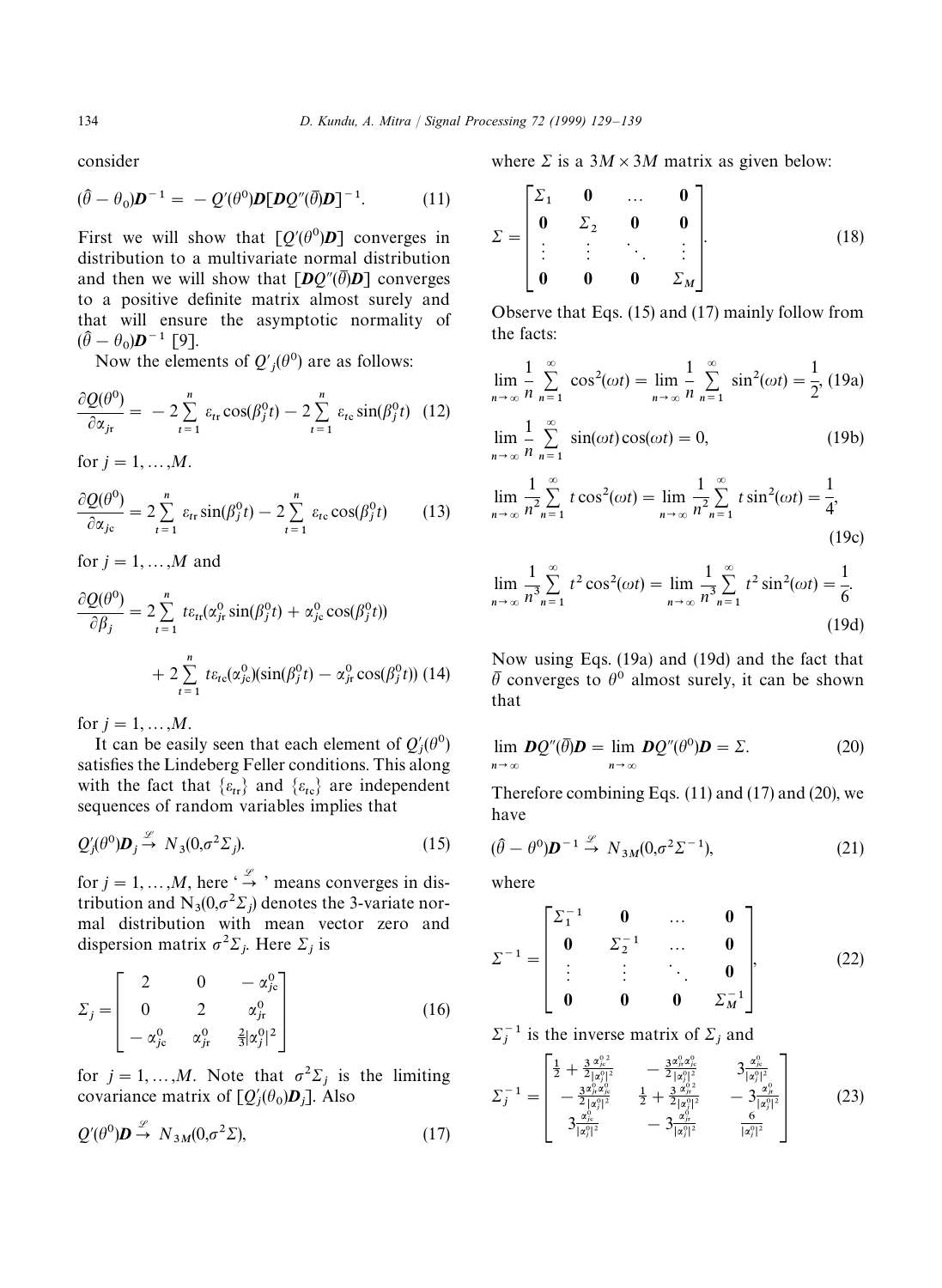consider

$$(\hat{\theta} - \theta_0)\boldsymbol{D}^{-1} = -Q'(\theta^0)\boldsymbol{D}[\boldsymbol{D}Q''(\bar{\theta})\boldsymbol{D}]^{-1}. \tag{11}$$

First we will show that $[Q'(\theta^0)\boldsymbol{D}]$ converges in distribution to a multivariate normal distribution and then we will show that $[\boldsymbol{D}Q''(\bar{\theta})\boldsymbol{D}]$ converges to a positive definite matrix almost surely and that will ensure the asymptotic normality of $(\hat{\theta} - \theta_0)\boldsymbol{D}^{-1}$ [9].

Now the elements of $Q'_j(\theta^0)$ are as follows:

$$\frac{\partial Q(\theta^0)}{\partial \alpha_{jr}} = -2\sum_{t=1}^{n} \varepsilon_{tr}\cos(\beta_j^0 t) - 2\sum_{t=1}^{n} \varepsilon_{tc}\sin(\beta_j^0 t) \tag{12}$$

for $j = 1, \ldots, M$.

$$\frac{\partial Q(\theta^0)}{\partial \alpha_{jc}} = 2\sum_{t=1}^{n} \varepsilon_{tr}\sin(\beta_j^0 t) - 2\sum_{t=1}^{n} \varepsilon_{tc}\cos(\beta_j^0 t) \tag{13}$$

for $j = 1, \ldots, M$ and

$$\frac{\partial Q(\theta^0)}{\partial \beta_j} = 2\sum_{t=1}^{n} t\varepsilon_{tr}(\alpha_{jr}^0 \sin(\beta_j^0 t) + \alpha_{jc}^0\cos(\beta_j^0 t)) + 2\sum_{t=1}^{n} t\varepsilon_{tc}(\alpha_{jc}^0)(\sin(\beta_j^0 t) - \alpha_{jr}^0\cos(\beta_j^0 t)) \tag{14}$$

for $j = 1, \ldots, M$.

It can be easily seen that each element of $Q'_j(\theta^0)$ satisfies the Lindeberg Feller conditions. This along with the fact that $\{\varepsilon_{tr}\}$ and $\{\varepsilon_{tc}\}$ are independent sequences of random variables implies that

$$Q'_j(\theta^0)\boldsymbol{D}_j \xrightarrow{\mathscr{L}} N_3(0, \sigma^2\Sigma_j). \tag{15}$$

for $j = 1, \ldots, M$, here '$\xrightarrow{\mathscr{L}}$' means converges in distribution and $N_3(0, \sigma^2\Sigma_j)$ denotes the 3-variate normal distribution with mean vector zero and dispersion matrix $\sigma^2\Sigma_j$. Here $\Sigma_j$ is

$$\Sigma_j = \begin{bmatrix} 2 & 0 & -\alpha_{jc}^0 \\ 0 & 2 & \alpha_{jr}^0 \\ -\alpha_{jc}^0 & \alpha_{jr}^0 & \frac{2}{3}|\alpha_j^0|^2 \end{bmatrix} \tag{16}$$

for $j = 1, \ldots, M$. Note that $\sigma^2\Sigma_j$ is the limiting covariance matrix of $[Q'_j(\theta_0)\boldsymbol{D}_j]$. Also

$$Q'(\theta^0)\boldsymbol{D} \xrightarrow{\mathscr{L}} N_{3M}(0, \sigma^2\Sigma), \tag{17}$$

where $\Sigma$ is a $3M \times 3M$ matrix as given below:

$$\Sigma = \begin{bmatrix} \Sigma_1 & \boldsymbol{0} & \ldots & \boldsymbol{0} \\ \boldsymbol{0} & \Sigma_2 & \boldsymbol{0} & \boldsymbol{0} \\ \vdots & \vdots & \ddots & \vdots \\ \boldsymbol{0} & \boldsymbol{0} & \boldsymbol{0} & \Sigma_M \end{bmatrix}. \tag{18}$$

Observe that Eqs. (15) and (17) mainly follow from the facts:

$$\lim_{n\to\infty} \frac{1}{n}\sum_{n=1}^{\infty} \cos^2(\omega t) = \lim_{n\to\infty} \frac{1}{n}\sum_{n=1}^{\infty} \sin^2(\omega t) = \frac{1}{2}, \tag{19a}$$

$$\lim_{n\to\infty} \frac{1}{n}\sum_{n=1}^{\infty} \sin(\omega t)\cos(\omega t) = 0, \tag{19b}$$

$$\lim_{n\to\infty} \frac{1}{n^2}\sum_{n=1}^{\infty} t\cos^2(\omega t) = \lim_{n\to\infty} \frac{1}{n^2}\sum_{n=1}^{\infty} t\sin^2(\omega t) = \frac{1}{4}, \tag{19c}$$

$$\lim_{n\to\infty} \frac{1}{n^3}\sum_{n=1}^{\infty} t^2\cos^2(\omega t) = \lim_{n\to\infty} \frac{1}{n^3}\sum_{n=1}^{\infty} t^2\sin^2(\omega t) = \frac{1}{6}. \tag{19d}$$

Now using Eqs. (19a) and (19d) and the fact that $\bar{\theta}$ converges to $\theta^0$ almost surely, it can be shown that

$$\lim_{n\to\infty} \boldsymbol{D}Q''(\bar{\theta})\boldsymbol{D} = \lim_{n\to\infty} \boldsymbol{D}Q''(\theta^0)\boldsymbol{D} = \Sigma. \tag{20}$$

Therefore combining Eqs. (11) and (17) and (20), we have

$$(\hat{\theta} - \theta^0)\boldsymbol{D}^{-1} \xrightarrow{\mathscr{L}} N_{3M}(0, \sigma^2\Sigma^{-1}), \tag{21}$$

where

$$\Sigma^{-1} = \begin{bmatrix} \Sigma_1^{-1} & \boldsymbol{0} & \ldots & \boldsymbol{0} \\ \boldsymbol{0} & \Sigma_2^{-1} & \ldots & \boldsymbol{0} \\ \vdots & \vdots & \ddots & \boldsymbol{0} \\ \boldsymbol{0} & \boldsymbol{0} & \boldsymbol{0} & \Sigma_M^{-1} \end{bmatrix}, \tag{22}$$

$\Sigma_j^{-1}$ is the inverse matrix of $\Sigma_j$ and

$$\Sigma_j^{-1} = \begin{bmatrix} \frac{1}{2} + \frac{3}{2}\frac{\alpha_{jc}^{0\,2}}{|\alpha_j^0|^2} & -\frac{3\alpha_{jr}^0\alpha_{jc}^0}{2|\alpha_j^0|^2} & 3\frac{\alpha_{jc}^0}{|\alpha_j^0|^2} \\ -\frac{3\alpha_{jr}^0\alpha_{jc}^0}{2|\alpha_j^0|^2} & \frac{1}{2} + \frac{3}{2}\frac{\alpha_{jr}^{0\,2}}{|\alpha_j^0|^2} & -3\frac{\alpha_{jr}^0}{|\alpha_j^0|^2} \\ 3\frac{\alpha_{jc}^0}{|\alpha_j^0|^2} & -3\frac{\alpha_{jr}^0}{|\alpha_j^0|^2} & \frac{6}{|\alpha_j^0|^2} \end{bmatrix} \tag{23}$$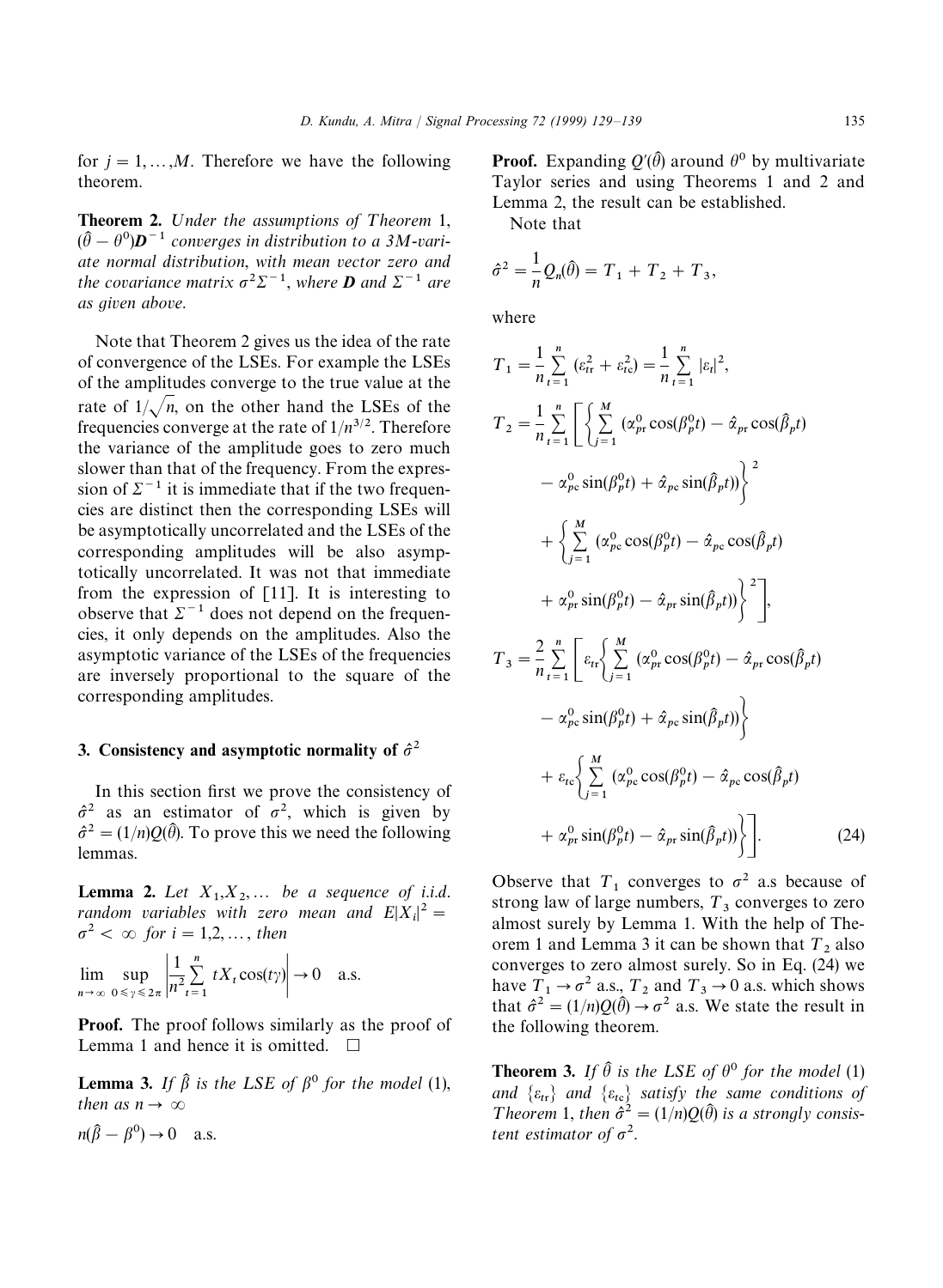for $j = 1, \ldots, M$. Therefore we have the following theorem.

**Theorem 2.** *Under the assumptions of Theorem* 1, $(\hat{\theta} - \theta^0)\boldsymbol{D}^{-1}$ *converges in distribution to a 3M-variate normal distribution, with mean vector zero and the covariance matrix* $\sigma^2 \Sigma^{-1}$, *where* $\boldsymbol{D}$ *and* $\Sigma^{-1}$ *are as given above.*

Note that Theorem 2 gives us the idea of the rate of convergence of the LSEs. For example the LSEs of the amplitudes converge to the true value at the rate of $1/\sqrt{n}$, on the other hand the LSEs of the frequencies converge at the rate of $1/n^{3/2}$. Therefore the variance of the amplitude goes to zero much slower than that of the frequency. From the expression of $\Sigma^{-1}$ it is immediate that if the two frequencies are distinct then the corresponding LSEs will be asymptotically uncorrelated and the LSEs of the corresponding amplitudes will be also asymptotically uncorrelated. It was not that immediate from the expression of [11]. It is interesting to observe that $\Sigma^{-1}$ does not depend on the frequencies, it only depends on the amplitudes. Also the asymptotic variance of the LSEs of the frequencies are inversely proportional to the square of the corresponding amplitudes.

## 3. Consistency and asymptotic normality of $\hat{\sigma}^2$

In this section first we prove the consistency of $\hat{\sigma}^2$ as an estimator of $\sigma^2$, which is given by $\hat{\sigma}^2 = (1/n)Q(\hat{\theta})$. To prove this we need the following lemmas.

**Lemma 2.** *Let* $X_1, X_2, \ldots$ *be a sequence of i.i.d. random variables with zero mean and* $E|X_i|^2 = \sigma^2 < \infty$ *for* $i = 1,2,\ldots$, *then*

$$\lim_{n \to \infty} \sup_{0 \leqslant \gamma \leqslant 2\pi} \left| \frac{1}{n^2} \sum_{t=1}^{n} t X_t \cos(t\gamma) \right| \to 0 \quad \text{a.s.}$$

**Proof.** The proof follows similarly as the proof of Lemma 1 and hence it is omitted. $\square$

**Lemma 3.** *If* $\hat{\beta}$ *is the LSE of* $\beta^0$ *for the model* (1), *then as* $n \to \infty$

$$n(\hat{\beta} - \beta^0) \to 0 \quad \text{a.s.}$$

**Proof.** Expanding $Q'(\hat{\theta})$ around $\theta^0$ by multivariate Taylor series and using Theorems 1 and 2 and Lemma 2, the result can be established.

Note that

$$\hat{\sigma}^2 = \frac{1}{n} Q_n(\hat{\theta}) = T_1 + T_2 + T_3,$$

where

$$T_1 = \frac{1}{n} \sum_{t=1}^{n} (\varepsilon_{tr}^2 + \varepsilon_{tc}^2) = \frac{1}{n} \sum_{t=1}^{n} |\varepsilon_t|^2,$$

$$\begin{aligned} T_2 = \frac{1}{n} \sum_{t=1}^{n} \Bigg[ & \Bigg\{ \sum_{j=1}^{M} (\alpha_{pr}^0 \cos(\beta_p^0 t) - \hat{\alpha}_{pr} \cos(\hat{\beta}_p t) \\ & - \alpha_{pc}^0 \sin(\beta_p^0 t) + \hat{\alpha}_{pc} \sin(\hat{\beta}_p t)) \Bigg\}^2 \\ & + \Bigg\{ \sum_{j=1}^{M} (\alpha_{pc}^0 \cos(\beta_p^0 t) - \hat{\alpha}_{pc} \cos(\hat{\beta}_p t) \\ & + \alpha_{pr}^0 \sin(\beta_p^0 t) - \hat{\alpha}_{pr} \sin(\hat{\beta}_p t)) \Bigg\}^2 \Bigg], \end{aligned}$$

$$\begin{aligned} T_3 = \frac{2}{n} \sum_{t=1}^{n} \Bigg[ & \varepsilon_{tr} \Bigg\{ \sum_{j=1}^{M} (\alpha_{pr}^0 \cos(\beta_p^0 t) - \hat{\alpha}_{pr} \cos(\hat{\beta}_p t) \\ & - \alpha_{pc}^0 \sin(\beta_p^0 t) + \hat{\alpha}_{pc} \sin(\hat{\beta}_p t)) \Bigg\} \\ & + \varepsilon_{tc} \Bigg\{ \sum_{j=1}^{M} (\alpha_{pc}^0 \cos(\beta_p^0 t) - \hat{\alpha}_{pc} \cos(\hat{\beta}_p t) \\ & + \alpha_{pr}^0 \sin(\beta_p^0 t) - \hat{\alpha}_{pr} \sin(\hat{\beta}_p t)) \Bigg\} \Bigg]. \end{aligned} \tag{24}$$

Observe that $T_1$ converges to $\sigma^2$ a.s because of strong law of large numbers, $T_3$ converges to zero almost surely by Lemma 1. With the help of Theorem 1 and Lemma 3 it can be shown that $T_2$ also converges to zero almost surely. So in Eq. (24) we have $T_1 \to \sigma^2$ a.s., $T_2$ and $T_3 \to 0$ a.s. which shows that $\hat{\sigma}^2 = (1/n)Q(\hat{\theta}) \to \sigma^2$ a.s. We state the result in the following theorem.

**Theorem 3.** *If* $\hat{\theta}$ *is the LSE of* $\theta^0$ *for the model* (1) *and* $\{\varepsilon_{tr}\}$ *and* $\{\varepsilon_{tc}\}$ *satisfy the same conditions of Theorem* 1, *then* $\hat{\sigma}^2 = (1/n)Q(\hat{\theta})$ *is a strongly consistent estimator of* $\sigma^2$.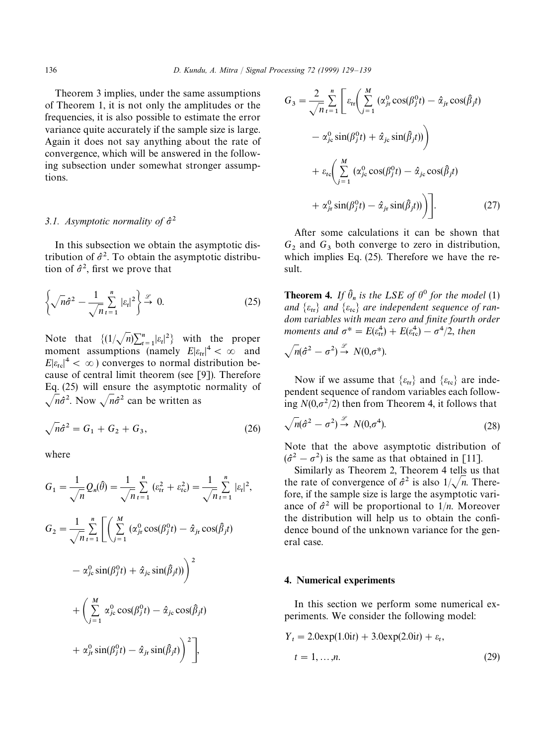Theorem 3 implies, under the same assumptions of Theorem 1, it is not only the amplitudes or the frequencies, it is also possible to estimate the error variance quite accurately if the sample size is large. Again it does not say anything about the rate of convergence, which will be answered in the following subsection under somewhat stronger assumptions.

### 3.1. Asymptotic normality of $\hat{\sigma}^2$

In this subsection we obtain the asymptotic distribution of $\hat{\sigma}^2$. To obtain the asymptotic distribution of $\hat{\sigma}^2$, first we prove that

$$\left\{ \sqrt{n}\hat{\sigma}^2 - \frac{1}{\sqrt{n}} \sum_{t=1}^{n} |\varepsilon_t|^2 \right\} \xrightarrow{\mathscr{L}} 0. \tag{25}$$

Note that $\{(1/\sqrt{n})\sum_{t=1}^{n}|\varepsilon_t|^2\}$ with the proper moment assumptions (namely $E|\varepsilon_{tr}|^4 < \infty$ and $E|\varepsilon_{tc}|^4 < \infty$) converges to normal distribution because of central limit theorem (see [9]). Therefore Eq. (25) will ensure the asymptotic normality of $\sqrt{n}\hat{\sigma}^2$. Now $\sqrt{n}\hat{\sigma}^2$ can be written as

$$\sqrt{n}\hat{\sigma}^2 = G_1 + G_2 + G_3, \tag{26}$$

where

$$G_1 = \frac{1}{\sqrt{n}} Q_n(\hat{\theta}) = \frac{1}{\sqrt{n}} \sum_{t=1}^{n} (\varepsilon_{tr}^2 + \varepsilon_{tc}^2) = \frac{1}{\sqrt{n}} \sum_{t=1}^{n} |\varepsilon_t|^2,$$

$$G_2 = \frac{1}{\sqrt{n}} \sum_{t=1}^{n} \Bigg[ \Bigg( \sum_{j=1}^{M} (\alpha_{jr}^0 \cos(\beta_j^0 t) - \hat{\alpha}_{jr} \cos(\hat{\beta}_j t) - \alpha_{jc}^0 \sin(\beta_j^0 t) + \hat{\alpha}_{jc} \sin(\hat{\beta}_j t)) \Bigg)^2 + \Bigg( \sum_{j=1}^{M} \alpha_{jc}^0 \cos(\beta_j^0 t) - \hat{\alpha}_{jc} \cos(\hat{\beta}_j t) + \alpha_{jr}^0 \sin(\beta_j^0 t) - \hat{\alpha}_{jr} \sin(\hat{\beta}_j t) \Bigg)^2 \Bigg],$$

$$G_3 = \frac{2}{\sqrt{n}} \sum_{t=1}^{n} \Bigg[ \varepsilon_{tr} \Bigg( \sum_{j=1}^{M} (\alpha_{jr}^0 \cos(\beta_j^0 t) - \hat{\alpha}_{jr} \cos(\hat{\beta}_j t) - \alpha_{jc}^0 \sin(\beta_j^0 t) + \hat{\alpha}_{jc} \sin(\hat{\beta}_j t)) \Bigg) + \varepsilon_{tc} \Bigg( \sum_{j=1}^{M} (\alpha_{jc}^0 \cos(\beta_j^0 t) - \hat{\alpha}_{jc} \cos(\hat{\beta}_j t) + \alpha_{jr}^0 \sin(\beta_j^0 t) - \hat{\alpha}_{jr} \sin(\hat{\beta}_j t)) \Bigg) \Bigg]. \tag{27}$$

After some calculations it can be shown that $G_2$ and $G_3$ both converge to zero in distribution, which implies Eq. (25). Therefore we have the result.

**Theorem 4.** *If $\hat{\theta}_n$ is the LSE of $\theta^0$ for the model* (1) *and $\{\varepsilon_{tr}\}$ and $\{\varepsilon_{tc}\}$ are independent sequence of random variables with mean zero and finite fourth order moments and $\sigma^* = E(\varepsilon_{tr}^4) + E(\varepsilon_{tc}^4) - \sigma^4/2$, then*

$$\sqrt{n}(\hat{\sigma}^2 - \sigma^2) \xrightarrow{\mathscr{L}} N(0, \sigma^*).$$

Now if we assume that $\{\varepsilon_{tr}\}$ and $\{\varepsilon_{tc}\}$ are independent sequence of random variables each following $N(0, \sigma^2/2)$ then from Theorem 4, it follows that

$$\sqrt{n}(\hat{\sigma}^2 - \sigma^2) \xrightarrow{\mathscr{L}} N(0, \sigma^4). \tag{28}$$

Note that the above asymptotic distribution of $(\hat{\sigma}^2 - \sigma^2)$ is the same as that obtained in [11].

Similarly as Theorem 2, Theorem 4 tells us that the rate of convergence of $\hat{\sigma}^2$ is also $1/\sqrt{n}$. Therefore, if the sample size is large the asymptotic variance of $\hat{\sigma}^2$ will be proportional to $1/n$. Moreover the distribution will help us to obtain the confidence bound of the unknown variance for the general case.

## 4. Numerical experiments

In this section we perform some numerical experiments. We consider the following model:

$$Y_t = 2.0\exp(1.0\mathrm{i}t) + 3.0\exp(2.0\mathrm{i}t) + \varepsilon_t, \quad t = 1, \ldots, n. \tag{29}$$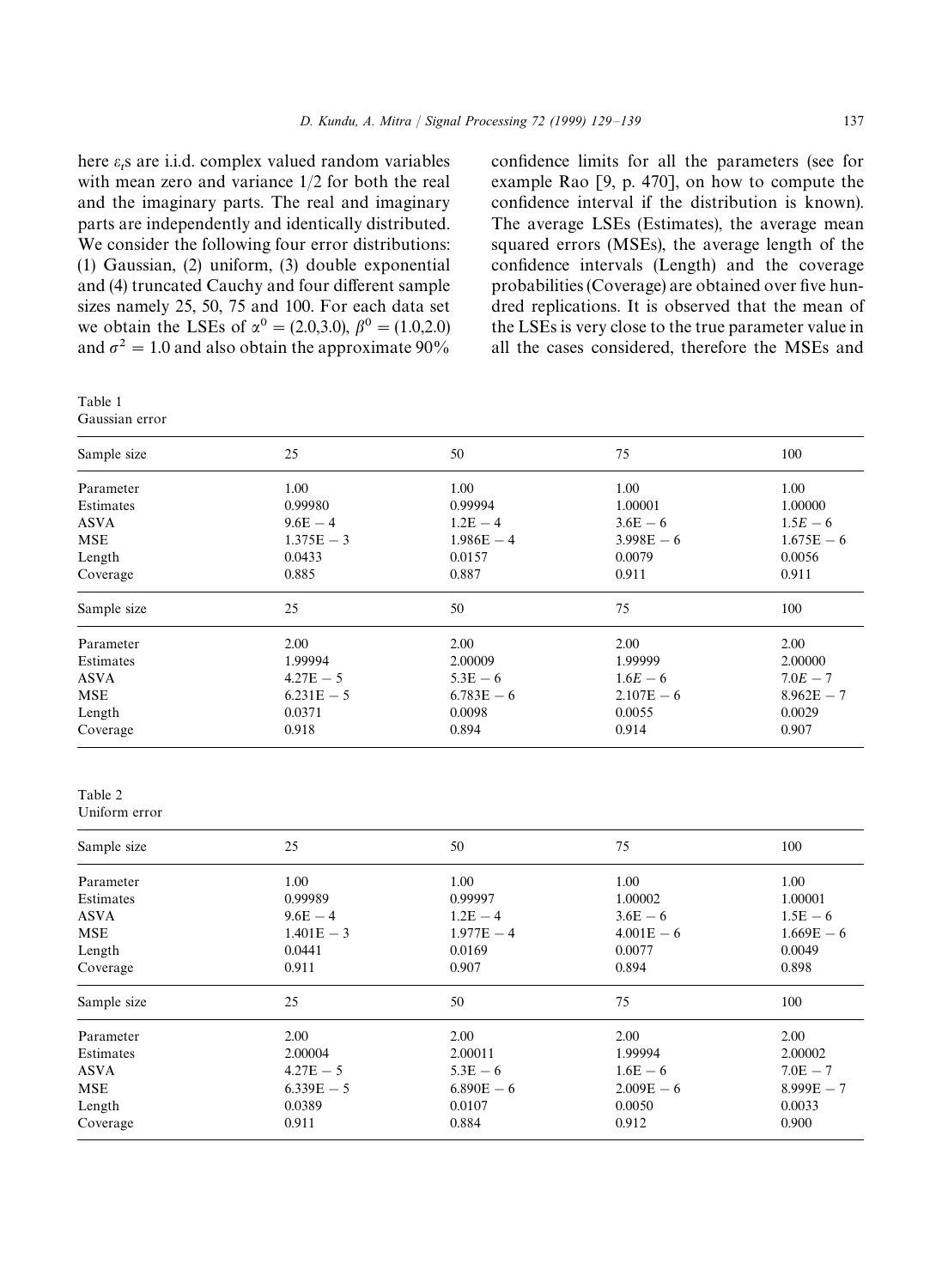here $\varepsilon_t$s are i.i.d. complex valued random variables with mean zero and variance 1/2 for both the real and the imaginary parts. The real and imaginary parts are independently and identically distributed. We consider the following four error distributions: (1) Gaussian, (2) uniform, (3) double exponential and (4) truncated Cauchy and four different sample sizes namely 25, 50, 75 and 100. For each data set we obtain the LSEs of $\alpha^0 = (2.0, 3.0)$, $\beta^0 = (1.0, 2.0)$ and $\sigma^2 = 1.0$ and also obtain the approximate 90% confidence limits for all the parameters (see for example Rao [9, p. 470], on how to compute the confidence interval if the distribution is known). The average LSEs (Estimates), the average mean squared errors (MSEs), the average length of the confidence intervals (Length) and the coverage probabilities (Coverage) are obtained over five hundred replications. It is observed that the mean of the LSEs is very close to the true parameter value in all the cases considered, therefore the MSEs and

Table 1
Gaussian error

| Sample size | 25 | 50 | 75 | 100 |
|---|---|---|---|---|
| Parameter | 1.00 | 1.00 | 1.00 | 1.00 |
| Estimates | 0.99980 | 0.99994 | 1.00001 | 1.00000 |
| ASVA | 9.6E − 4 | 1.2E − 4 | 3.6E − 6 | 1.5E − 6 |
| MSE | 1.375E − 3 | 1.986E − 4 | 3.998E − 6 | 1.675E − 6 |
| Length | 0.0433 | 0.0157 | 0.0079 | 0.0056 |
| Coverage | 0.885 | 0.887 | 0.911 | 0.911 |
| Sample size | 25 | 50 | 75 | 100 |
| Parameter | 2.00 | 2.00 | 2.00 | 2.00 |
| Estimates | 1.99994 | 2.00009 | 1.99999 | 2.00000 |
| ASVA | 4.27E − 5 | 5.3E − 6 | 1.6E − 6 | 7.0E − 7 |
| MSE | 6.231E − 5 | 6.783E − 6 | 2.107E − 6 | 8.962E − 7 |
| Length | 0.0371 | 0.0098 | 0.0055 | 0.0029 |
| Coverage | 0.918 | 0.894 | 0.914 | 0.907 |

Table 2
Uniform error

| Sample size | 25 | 50 | 75 | 100 |
|---|---|---|---|---|
| Parameter | 1.00 | 1.00 | 1.00 | 1.00 |
| Estimates | 0.99989 | 0.99997 | 1.00002 | 1.00001 |
| ASVA | 9.6E − 4 | 1.2E − 4 | 3.6E − 6 | 1.5E − 6 |
| MSE | 1.401E − 3 | 1.977E − 4 | 4.001E − 6 | 1.669E − 6 |
| Length | 0.0441 | 0.0169 | 0.0077 | 0.0049 |
| Coverage | 0.911 | 0.907 | 0.894 | 0.898 |
| Sample size | 25 | 50 | 75 | 100 |
| Parameter | 2.00 | 2.00 | 2.00 | 2.00 |
| Estimates | 2.00004 | 2.00011 | 1.99994 | 2.00002 |
| ASVA | 4.27E − 5 | 5.3E − 6 | 1.6E − 6 | 7.0E − 7 |
| MSE | 6.339E − 5 | 6.890E − 6 | 2.009E − 6 | 8.999E − 7 |
| Length | 0.0389 | 0.0107 | 0.0050 | 0.0033 |
| Coverage | 0.911 | 0.884 | 0.912 | 0.900 |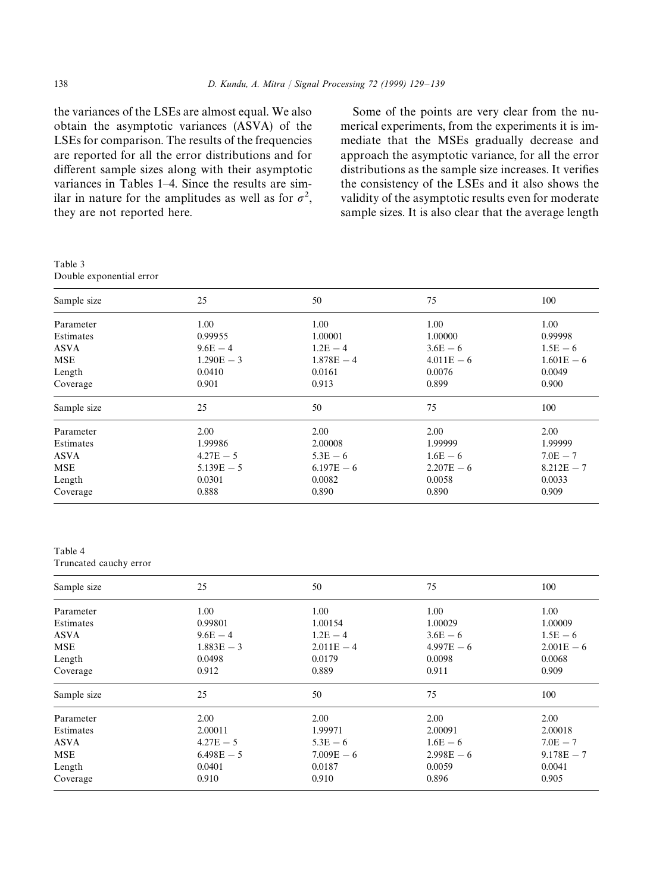the variances of the LSEs are almost equal. We also obtain the asymptotic variances (ASVA) of the LSEs for comparison. The results of the frequencies are reported for all the error distributions and for different sample sizes along with their asymptotic variances in Tables 1–4. Since the results are similar in nature for the amplitudes as well as for $\sigma^2$, they are not reported here.

Some of the points are very clear from the numerical experiments, from the experiments it is immediate that the MSEs gradually decrease and approach the asymptotic variance, for all the error distributions as the sample size increases. It verifies the consistency of the LSEs and it also shows the validity of the asymptotic results even for moderate sample sizes. It is also clear that the average length

Table 3
Double exponential error

| Sample size | 25 | 50 | 75 | 100 |
|---|---|---|---|---|
| Parameter | 1.00 | 1.00 | 1.00 | 1.00 |
| Estimates | 0.99955 | 1.00001 | 1.00000 | 0.99998 |
| ASVA | 9.6E − 4 | 1.2E − 4 | 3.6E − 6 | 1.5E − 6 |
| MSE | 1.290E − 3 | 1.878E − 4 | 4.011E − 6 | 1.601E − 6 |
| Length | 0.0410 | 0.0161 | 0.0076 | 0.0049 |
| Coverage | 0.901 | 0.913 | 0.899 | 0.900 |
| **Sample size** | **25** | **50** | **75** | **100** |
| Parameter | 2.00 | 2.00 | 2.00 | 2.00 |
| Estimates | 1.99986 | 2.00008 | 1.99999 | 1.99999 |
| ASVA | 4.27E − 5 | 5.3E − 6 | 1.6E − 6 | 7.0E − 7 |
| MSE | 5.139E − 5 | 6.197E − 6 | 2.207E − 6 | 8.212E − 7 |
| Length | 0.0301 | 0.0082 | 0.0058 | 0.0033 |
| Coverage | 0.888 | 0.890 | 0.890 | 0.909 |

Table 4
Truncated cauchy error

| Sample size | 25 | 50 | 75 | 100 |
|---|---|---|---|---|
| Parameter | 1.00 | 1.00 | 1.00 | 1.00 |
| Estimates | 0.99801 | 1.00154 | 1.00029 | 1.00009 |
| ASVA | 9.6E − 4 | 1.2E − 4 | 3.6E − 6 | 1.5E − 6 |
| MSE | 1.883E − 3 | 2.011E − 4 | 4.997E − 6 | 2.001E − 6 |
| Length | 0.0498 | 0.0179 | 0.0098 | 0.0068 |
| Coverage | 0.912 | 0.889 | 0.911 | 0.909 |
| **Sample size** | **25** | **50** | **75** | **100** |
| Parameter | 2.00 | 2.00 | 2.00 | 2.00 |
| Estimates | 2.00011 | 1.99971 | 2.00091 | 2.00018 |
| ASVA | 4.27E − 5 | 5.3E − 6 | 1.6E − 6 | 7.0E − 7 |
| MSE | 6.498E − 5 | 7.009E − 6 | 2.998E − 6 | 9.178E − 7 |
| Length | 0.0401 | 0.0187 | 0.0059 | 0.0041 |
| Coverage | 0.910 | 0.910 | 0.896 | 0.905 |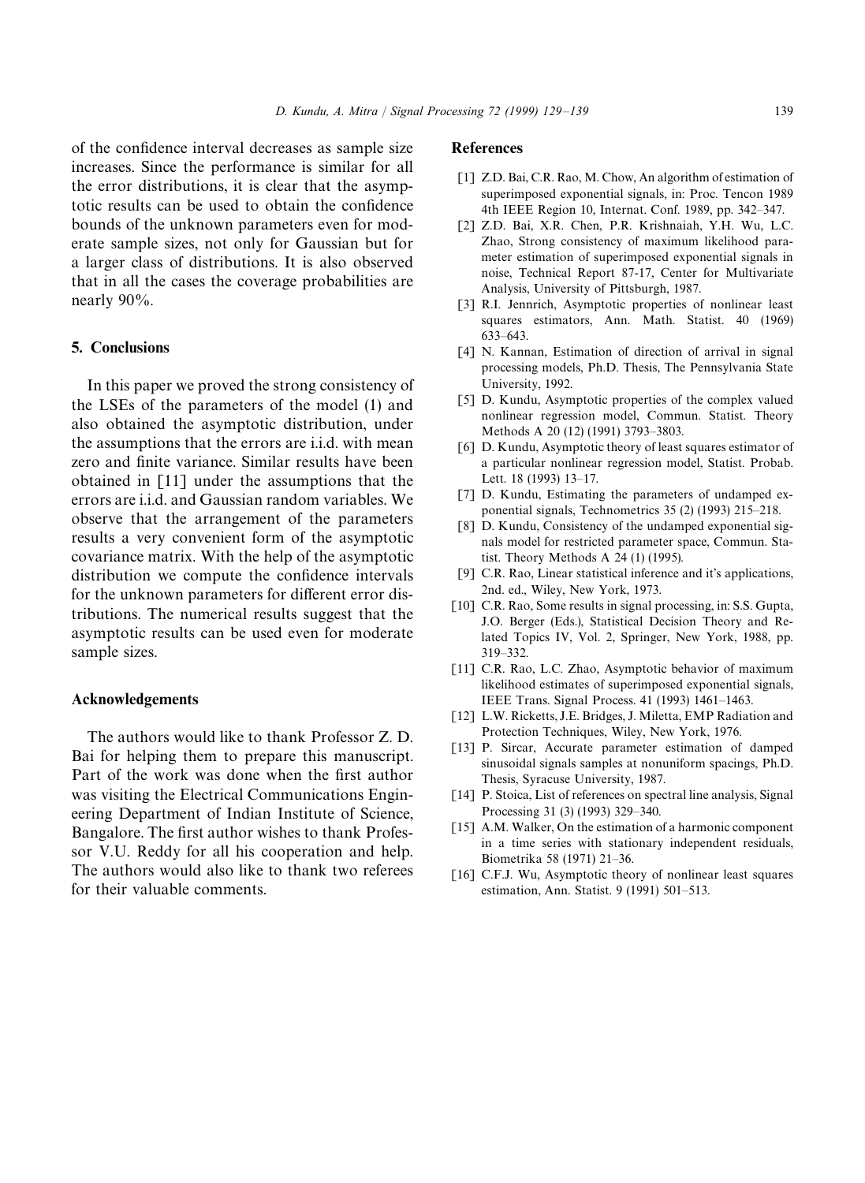of the confidence interval decreases as sample size increases. Since the performance is similar for all the error distributions, it is clear that the asymptotic results can be used to obtain the confidence bounds of the unknown parameters even for moderate sample sizes, not only for Gaussian but for a larger class of distributions. It is also observed that in all the cases the coverage probabilities are nearly 90%.

## 5. Conclusions

In this paper we proved the strong consistency of the LSEs of the parameters of the model (1) and also obtained the asymptotic distribution, under the assumptions that the errors are i.i.d. with mean zero and finite variance. Similar results have been obtained in [11] under the assumptions that the errors are i.i.d. and Gaussian random variables. We observe that the arrangement of the parameters results a very convenient form of the asymptotic covariance matrix. With the help of the asymptotic distribution we compute the confidence intervals for the unknown parameters for different error distributions. The numerical results suggest that the asymptotic results can be used even for moderate sample sizes.

## Acknowledgements

The authors would like to thank Professor Z. D. Bai for helping them to prepare this manuscript. Part of the work was done when the first author was visiting the Electrical Communications Engineering Department of Indian Institute of Science, Bangalore. The first author wishes to thank Professor V.U. Reddy for all his cooperation and help. The authors would also like to thank two referees for their valuable comments.

## References

[1] Z.D. Bai, C.R. Rao, M. Chow, An algorithm of estimation of superimposed exponential signals, in: Proc. Tencon 1989 4th IEEE Region 10, Internat. Conf. 1989, pp. 342–347.

[2] Z.D. Bai, X.R. Chen, P.R. Krishnaiah, Y.H. Wu, L.C. Zhao, Strong consistency of maximum likelihood parameter estimation of superimposed exponential signals in noise, Technical Report 87-17, Center for Multivariate Analysis, University of Pittsburgh, 1987.

[3] R.I. Jennrich, Asymptotic properties of nonlinear least squares estimators, Ann. Math. Statist. 40 (1969) 633–643.

[4] N. Kannan, Estimation of direction of arrival in signal processing models, Ph.D. Thesis, The Pennsylvania State University, 1992.

[5] D. Kundu, Asymptotic properties of the complex valued nonlinear regression model, Commun. Statist. Theory Methods A 20 (12) (1991) 3793–3803.

[6] D. Kundu, Asymptotic theory of least squares estimator of a particular nonlinear regression model, Statist. Probab. Lett. 18 (1993) 13–17.

[7] D. Kundu, Estimating the parameters of undamped exponential signals, Technometrics 35 (2) (1993) 215–218.

[8] D. Kundu, Consistency of the undamped exponential signals model for restricted parameter space, Commun. Statist. Theory Methods A 24 (1) (1995).

[9] C.R. Rao, Linear statistical inference and it's applications, 2nd. ed., Wiley, New York, 1973.

[10] C.R. Rao, Some results in signal processing, in: S.S. Gupta, J.O. Berger (Eds.), Statistical Decision Theory and Related Topics IV, Vol. 2, Springer, New York, 1988, pp. 319–332.

[11] C.R. Rao, L.C. Zhao, Asymptotic behavior of maximum likelihood estimates of superimposed exponential signals, IEEE Trans. Signal Process. 41 (1993) 1461–1463.

[12] L.W. Ricketts, J.E. Bridges, J. Miletta, EMP Radiation and Protection Techniques, Wiley, New York, 1976.

[13] P. Sircar, Accurate parameter estimation of damped sinusoidal signals samples at nonuniform spacings, Ph.D. Thesis, Syracuse University, 1987.

[14] P. Stoica, List of references on spectral line analysis, Signal Processing 31 (3) (1993) 329–340.

[15] A.M. Walker, On the estimation of a harmonic component in a time series with stationary independent residuals, Biometrika 58 (1971) 21–36.

[16] C.F.J. Wu, Asymptotic theory of nonlinear least squares estimation, Ann. Statist. 9 (1991) 501–513.